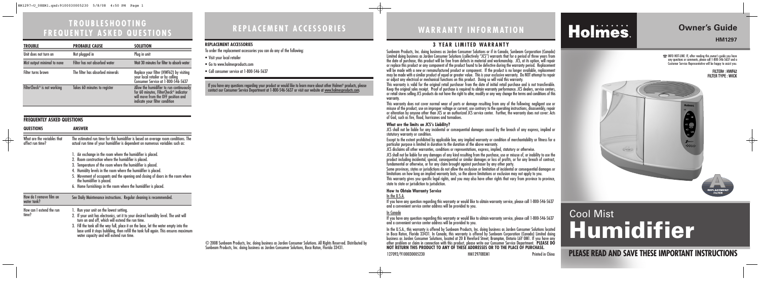# TROUBLESHOOTING FREQUENTLY ASKED QUESTIONS

| TROUBLE | PROBABLE CAUSE | SOLUTION |
|---|---|---|
| Unit does not turn on | Not plugged in | Plug in unit |
| Mist output minimal to none | Filter has not absorbed water | Wait 30 minutes for filter to absorb water |
| Filter turns brown | The filter has absorbed minerals | Replace your filter (HWF62) by visiting your local retailer or by calling Consumer Service at 1-800-546-5637 |
| FilterCheck® is not working | Takes 60 minutes to register | Allow the humidifier to run continuously for 60 minutes, FilterCheck® indicator will move from the OFF position and indicate your filter condition |

## FREQUENTLY ASKED QUESTIONS

| QUESTIONS | ANSWER |
|---|---|
| What are the variables that affect run time? | The estimated run time for this humidifier is based on average room conditions. The actual run time of your humidifier is dependent on numerous variables such as: 1. Air exchange in the room where the humidifier is placed. 2. Room construction where the humidifier is placed. 3. Temperature of the room where the humidifier is placed. 4. Humidity levels in the room where the humidifier is placed. 5. Movement of occupants and the opening and closing of doors in the room where the humidifier is placed. 6. Home furnishings in the room where the humidifier is placed. |
| How do I remove film on water tank? | See Daily Maintenance instructions. Regular cleaning is recommended. |
| How can I extend the run time? | 1. Run your unit on the lowest setting. 2. If your unit has electronics, set it to your desired humidity level. The unit will turn on and off, which will extend the run time. 3. Fill the tank all the way full, place it on the base, let the water empty into the base until it stops bubbling, then refill the tank full again. This ensures maximum water capacity and will extend run time. |

# REPLACEMENT ACCESSORIES

**REPLACEMENT ACCESSORIES**

To order the replacement accessories you can do any of the following:

- Visit your local retailer
- Go to www.holmesproducts.com
- Call consumer service at 1-800-546-5637

If you have any questions regarding your product or would like to learn more about other Holmes® products, please contact our Consumer Service Department at 1-800-546-5637 or visit our website at www.holmesproducts.com.

© 2008 Sunbeam Products, Inc. doing business as Jarden Consumer Solutions. All Rights Reserved. Distributed by Sunbeam Products, Inc. doing business as Jarden Consumer Solutions, Boca Raton, Florida 33431.

# WARRANTY INFORMATION

## 3 YEAR LIMITED WARRANTY

Sunbeam Products, Inc. doing business as Jarden Consumer Solutions or if in Canada, Sunbeam Corporation (Canada) Limited doing business as Jarden Consumer Solutions (collectively "JCS") warrants that for a period of three years from the date of purchase, this product will be free from defects in material and workmanship. JCS, at its option, will repair or replace this product or any component of the product found to be defective during the warranty period. Replacement will be made with a new or remanufactured product or component. If the product is no longer available, replacement may be made with a similar product of equal or greater value. This is your exclusive warranty. Do NOT attempt to repair or adjust any electrical or mechanical functions on this product. Doing so will void this warranty.

This warranty is valid for the original retail purchaser from the date of initial retail purchase and is not transferable. Keep the original sales receipt. Proof of purchase is required to obtain warranty performance. JCS dealers, service centers, or retail stores selling JCS products do not have the right to alter, modify or any way change the terms and conditions of this warranty.

This warranty does not cover normal wear of parts or damage resulting from any of the following: negligent use or misuse of the product, use on improper voltage or current, use contrary to the operating instructions, disassembly, repair or alteration by anyone other than JCS or an authorized JCS service center. Further, the warranty does not cover: Acts of God, such as fire, flood, hurricanes and tornadoes.

**What are the limits on JCS's Liability?**

JCS shall not be liable for any incidental or consequential damages caused by the breach of any express, implied or statutory warranty or condition.

Except to the extent prohibited by applicable law, any implied warranty or condition of merchantability or fitness for a particular purpose is limited in duration to the duration of the above warranty.

JCS disclaims all other warranties, conditions or representations, express, implied, statutory or otherwise.

JCS shall not be liable for any damages of any kind resulting from the purchase, use or misuse of, or inability to use the product including incidental, special, consequential or similar damages or loss of profits, or for any breach of contract, fundamental or otherwise, or for any claim brought against purchaser by any other party.

Some provinces, states or jurisdictions do not allow the exclusion or limitation of incidental or consequential damages or limitations on how long an implied warranty lasts, so the above limitations or exclusion may not apply to you.

This warranty gives you specific legal rights, and you may also have other rights that vary from province to province, state to state or jurisdiction to jurisdiction.

**How to Obtain Warranty Service**

In the U.S.A.

If you have any question regarding this warranty or would like to obtain warranty service, please call 1-800-546-5637 and a convenient service center address will be provided to you.

In Canada

If you have any question regarding this warranty or would like to obtain warranty service, please call 1-800-546-5637 and a convenient service center address will be provided to you.

In the U.S.A., this warranty is offered by Sunbeam Products, Inc. doing business as Jarden Consumer Solutions located in Boca Raton, Florida 33431. In Canada, this warranty is offered by Sunbeam Corporation (Canada) Limited doing business as Jarden Consumer Solutions, located at 20 B Hereford Street, Brampton, Ontario L6Y 0M1. If you have any other problem or claim in connection with this product, please write our Consumer Service Department. **PLEASE DO NOT RETURN THIS PRODUCT TO ANY OF THESE ADDRESSES OR TO THE PLACE OF PURCHASE.**

127092/9100030005230 HM1297OBEM1 Printed in China

# Holmes.

## Owner's Guide

**HM1297**

☎ INFO HOT-LINE: If, after reading this owner's guide you have any questions or comments, please call 1-800-546-5637 and a Customer Service Representative will be happy to assist you.

**FILTER#: HWF62**
**FILTER TYPE: WICK**

# Cool Mist Humidifier

**PLEASE READ AND SAVE THESE IMPORTANT INSTRUCTIONS**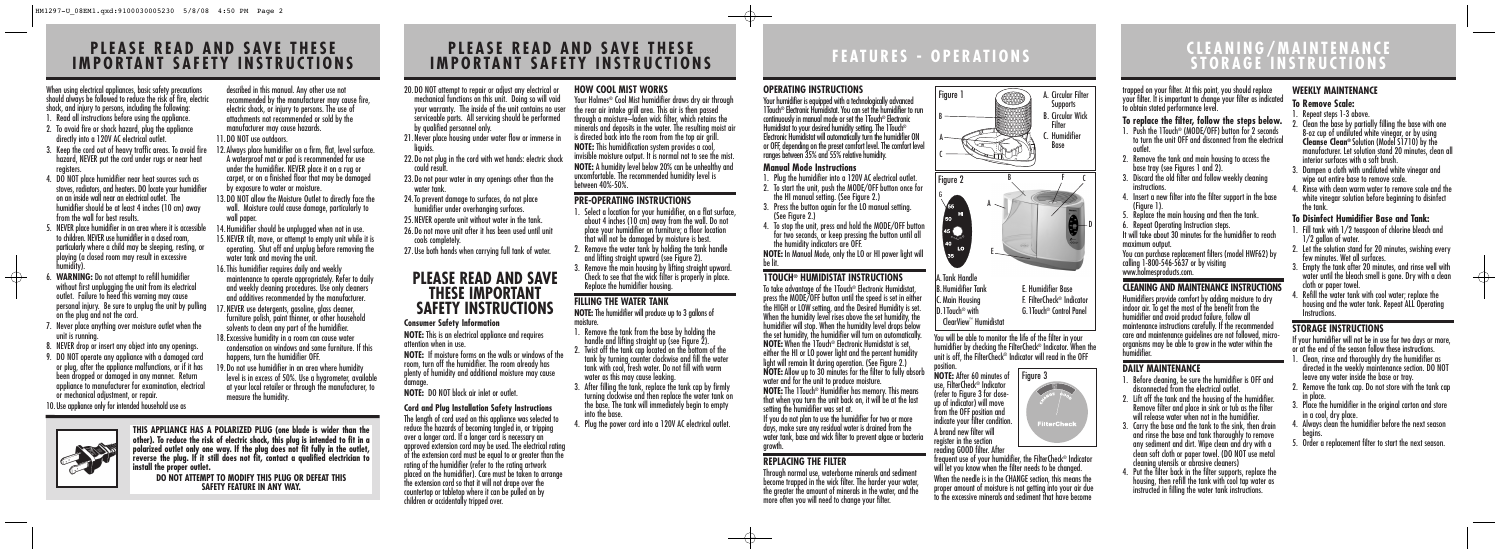# PLEASE READ AND SAVE THESE IMPORTANT SAFETY INSTRUCTIONS

When using electrical appliances, basic safety precautions should always be followed to reduce the risk of fire, electric shock, and injury to persons, including the following:

1. Read all instructions before using the appliance.
2. To avoid fire or shock hazard, plug the appliance directly into a 120V AC electrical outlet.
3. Keep the cord out of heavy traffic areas. To avoid fire hazard, NEVER put the cord under rugs or near heat registers.
4. DO NOT place humidifier near heat sources such as stoves, radiators, and heaters. DO locate your humidifier on an inside wall near an electrical outlet. The humidifier should be at least 4 inches (10 cm) away from the wall for best results.
5. NEVER place humidifier in an area where it is accessible to children. NEVER use humidifier in a closed room, particularly where a child may be sleeping, resting, or playing (a closed room may result in excessive humidity).
6. **WARNING:** Do not attempt to refill humidifier without first unplugging the unit from its electrical outlet. Failure to heed this warning may cause personal injury. Be sure to unplug the unit by pulling on the plug and not the cord.
7. Never place anything over moisture outlet when the unit is running.
8. NEVER drop or insert any object into any openings.
9. DO NOT operate any appliance with a damaged cord or plug, after the appliance malfunctions, or if it has been dropped or damaged in any manner. Return appliance to manufacturer for examination, electrical or mechanical adjustment, or repair.
10. Use appliance only for intended household use as described in this manual. Any other use not recommended by the manufacturer may cause fire, electric shock, or injury to persons. The use of attachments not recommended or sold by the manufacturer may cause hazards.
11. DO NOT use outdoors.
12. Always place humidifier on a firm, flat, level surface. A waterproof mat or pad is recommended for use under the humidifier. NEVER place it on a rug or carpet, or on a finished floor that may be damaged by exposure to water or moisture.
13. DO NOT allow the Moisture Outlet to directly face the wall. Moisture could cause damage, particularly to wall paper.
14. Humidifier should be unplugged when not in use.
15. NEVER tilt, move, or attempt to empty unit while it is operating. Shut off and unplug before removing the water tank and moving the unit.
16. This humidifier requires daily and weekly maintenance to operate appropriately. Refer to daily and weekly cleaning procedures. Use only cleaners and additives recommended by the manufacturer.
17. NEVER use detergents, gasoline, glass cleaner, furniture polish, paint thinner, or other household solvents to clean any part of the humidifier.
18. Excessive humidity in a room can cause water condensation on windows and some furniture. If this happens, turn the humidifier OFF.
19. Do not use humidifier in an area where humidity level is in excess of 50%. Use a hygrometer, available at your local retailer or through the manufacturer, to measure the humidity.
20. DO NOT attempt to repair or adjust any electrical or mechanical functions on this unit. Doing so will void your warranty. The inside of the unit contains no user serviceable parts. All servicing should be performed by qualified personnel only.
21. Never place housing under water flow or immerse in liquids.
22. Do not plug in the cord with wet hands: electric shock could result.
23. Do not pour water in any openings other than the water tank.
24. To prevent damage to surfaces, do not place humidifier under overhanging surfaces.
25. NEVER operate unit without water in the tank.
26. Do not move unit after it has been used until unit cools completely.
27. Use both hands when carrying full tank of water.

**THIS APPLIANCE HAS A POLARIZED PLUG (one blade is wider than the other). To reduce the risk of electric shock, this plug is intended to fit in a polarized outlet only one way. If the plug does not fit fully in the outlet, reverse the plug. If it still does not fit, contact a qualified electrician to install the proper outlet.**

**DO NOT ATTEMPT TO MODIFY THIS PLUG OR DEFEAT THIS SAFETY FEATURE IN ANY WAY.**

## HOW COOL MIST WORKS

Your Holmes® Cool Mist humidifier draws dry air through the rear air intake grill area. This air is then passed through a moisture–laden wick filter, which retains the minerals and deposits in the water. The resulting moist air is directed back into the room from the top air grill.
**NOTE:** This humidification system provides a cool, invisible moisture output. It is normal not to see the mist.
**NOTE:** A humidity level below 20% can be unhealthy and uncomfortable. The recommended humidity level is between 40%-50%.

# PLEASE READ AND SAVE THESE IMPORTANT SAFETY INSTRUCTIONS

### Consumer Safety Information

**NOTE:** This is an electrical appliance and requires attention when in use.

**NOTE:** If moisture forms on the walls or windows of the room, turn off the humidifier. The room already has plenty of humidity and additional moisture may cause damage.

**NOTE:** DO NOT block air inlet or outlet.

### Cord and Plug Installation Safety Instructions

The length of cord used on this appliance was selected to reduce the hazards of becoming tangled in, or tripping over a longer cord. If a longer cord is necessary an approved extension cord may be used. The electrical rating of the extension cord must be equal to or greater than the rating of the humidifier (refer to the rating artwork placed on the humidifier). Care must be taken to arrange the extension cord so that it will not drape over the countertop or tabletop where it can be pulled on by children or accidentally tripped over.

# FEATURES - OPERATIONS

## OPERATING INSTRUCTIONS

Your humidifier is equipped with a technologically advanced 1Touch® Electronic Humidistat. You can set the humidifier to run continuously in manual mode or set the 1Touch® Electronic Humidistat to your desired humidity setting. The 1Touch® Electronic Humidistat will automatically turn the humidifier ON or OFF, depending on the preset comfort level. The comfort level ranges between 35% and 55% relative humidity.

### Manual Mode Instructions

1. Plug the humidifier into a 120V AC electrical outlet.
2. To start the unit, push the MODE/OFF button once for the HI manual setting. (See Figure 2.)
3. Press the button again for the LO manual setting. (See Figure 2.)
4. To stop the unit, press and hold the MODE/OFF button for two seconds, or keep pressing the button until all the humidity indicators are OFF.

**NOTE:** In Manual Mode, only the LO or HI power light will be lit.

### 1TOUCH® HUMIDISTAT INSTRUCTIONS

To take advantage of the 1Touch® Electronic Humidistat, press the MODE/OFF button until the speed is set in either the HIGH or LOW setting, and the Desired Humidity is set. When the humidity level rises above the set humidity, the humidifier will stop. When the humidity level drops below the set humidity, the humidifier will turn on automatically.
**NOTE:** When the 1Touch® Electronic Humidistat is set, either the HI or LO power light and the percent humidity light will remain lit during operation. (See Figure 2.)
**NOTE:** Allow up to 30 minutes for the filter to fully absorb water and for the unit to produce moisture.
**NOTE:** The 1Touch® Humidifier has memory. This means that when you turn the unit back on, it will be at the last setting the humidifier was set at.
If you do not plan to use the humidifier for two or more days, make sure any residual water is drained from the water tank, base and wick filter to prevent algae or bacteria growth.

## PRE-OPERATING INSTRUCTIONS

1. Select a location for your humidifier, on a flat surface, about 4 inches (10 cm) away from the wall. Do not place your humidifier on furniture; a floor location that will not be damaged by moisture is best.
2. Remove the water tank by holding the tank handle and lifting straight upward (see Figure 2).
3. Remove the main housing by lifting straight upward. Check to see that the wick filter is properly in place. Replace the humidifier housing.

## FILLING THE WATER TANK

**NOTE:** The humidifier will produce up to 3 gallons of moisture.

1. Remove the tank from the base by holding the handle and lifting straight up (see Figure 2).
2. Twist off the tank cap located on the bottom of the tank by turning counter clockwise and fill the water tank with cool, fresh water. Do not fill with warm water as this may cause leaking.
3. After filling the tank, replace the tank cap by firmly turning clockwise and then replace the water tank on the base. The tank will immediately begin to empty into the base.
4. Plug the power cord into a 120V AC electrical outlet.

Figure 1

A. Circular Filter Supports
B. Circular Wick Filter
C. Humidifier Base

Figure 2

A. Tank Handle
B. Humidifier Tank
C. Main Housing
D. 1Touch® with ClearView™ Humidistat
E. Humidifier Base
F. FilterCheck® Indicator
G. 1Touch® Control Panel

You will be able to monitor the life of the filter in your humidifier by checking the FilterCheck® Indicator. When the unit is off, the FilterCheck® Indicator will read in the OFF position.

Figure 3

**NOTE:** After 60 minutes of use, FilterCheck® Indicator (refer to Figure 3 for close-up of indicator) will move from the OFF position and indicate your filter condition. A brand new filter will register in the section reading GOOD filter. After frequent use of your humidifier, the FilterCheck® Indicator will let you know when the filter needs to be changed. When the needle is in the CHANGE section, this means the proper amount of moisture is not getting into your air due to the excessive minerals and sediment that have become trapped on your filter. At this point, you should replace your filter. It is important to change your filter as indicated to obtain stated performance level.

## REPLACING THE FILTER

Through normal use, waterborne minerals and sediment become trapped in the wick filter. The harder your water, the greater the amount of minerals in the water, and the more often you will need to change your filter.

# CLEANING/MAINTENANCE STORAGE INSTRUCTIONS

### To replace the filter, follow the steps below.

1. Push the 1Touch® (MODE/OFF) button for 2 seconds to turn the unit OFF and disconnect from the electrical outlet.
2. Remove the tank and main housing to access the base tray (see Figures 1 and 2).
3. Discard the old filter and follow weekly cleaning instructions.
4. Insert a new filter into the filter support in the base (Figure 1).
5. Replace the main housing and then the tank.
6. Repeat Operating Instruction steps.

It will take about 30 minutes for the humidifier to reach maximum output.

You can purchase replacement filters (model HWF62) by calling 1-800-546-5637 or by visiting www.holmesproducts.com.

## CLEANING AND MAINTENANCE INSTRUCTIONS

Humidifiers provide comfort by adding moisture to dry indoor air. To get the most of the benefit from the humidifier and avoid product failure, follow all maintenance instructions carefully. If the recommended care and maintenance guidelines are not followed, micro-organisms may be able to grow in the water within the humidifier.

## DAILY MAINTENANCE

1. Before cleaning, be sure the humidifier is OFF and disconnected from the electrical outlet.
2. Lift off the tank and the housing of the humidifier. Remove filter and place in sink or tub as the filter will release water when not in the humidifier.
3. Carry the base and the tank to the sink, then drain and rinse the base and tank thoroughly to remove any sediment and dirt. Wipe clean and dry with a clean soft cloth or paper towel. (DO NOT use metal cleaning utensils or abrasive cleaners)
4. Put the filter back in the filter supports, replace the housing, then refill the tank with cool tap water as instructed in filling the water tank instructions.

## WEEKLY MAINTENANCE

### To Remove Scale:

1. Repeat steps 1-3 above.
2. Clean the base by partially filling the base with one 8-oz cup of undiluted white vinegar, or by using **Cleanse Clean®** Solution (Model S1710) by the manufacturer. Let solution stand 20 minutes, clean all interior surfaces with a soft brush.
3. Dampen a cloth with undiluted white vinegar and wipe out entire base to remove scale.
4. Rinse with clean warm water to remove scale and the white vinegar solution before beginning to disinfect the tank.

### To Disinfect Humidifier Base and Tank:

1. Fill tank with 1/2 teaspoon of chlorine bleach and 1/2 gallon of water.
2. Let the solution stand for 20 minutes, swishing every few minutes. Wet all surfaces.
3. Empty the tank after 20 minutes, and rinse well with water until the bleach smell is gone. Dry with a clean cloth or paper towel.
4. Refill the water tank with cool water; replace the housing and the water tank. Repeat ALL Operating Instructions.

## STORAGE INSTRUCTIONS

If your humidifier will not be in use for two days or more, or at the end of the season follow these instructions.

1. Clean, rinse and thoroughly dry the humidifier as directed in the weekly maintenance section. DO NOT leave any water inside the base or tray.
2. Remove the tank cap. Do not store with the tank cap in place.
3. Place the humidifier in the original carton and store in a cool, dry place.
4. Always clean the humidifier before the next season begins.
5. Order a replacement filter to start the next season.